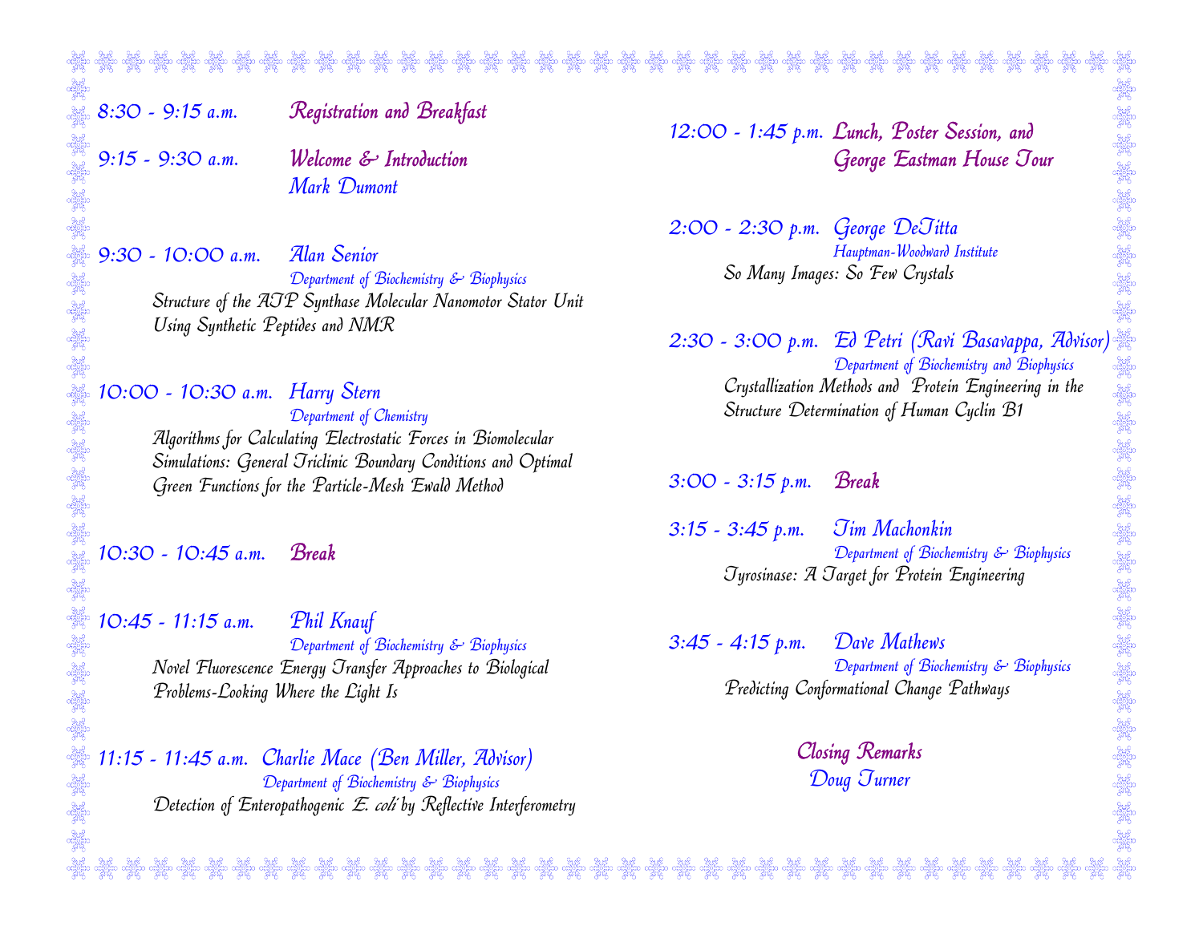**8:30 - 9:15 a.m.** *Registration and Breakfast*

**9:15 - 9:30 a.m.** *Welcome & Introduction*
*Mark Dumont*

**9:30 - 10:00 a.m.** *Alan Senior*
*Department of Biochemistry & Biophysics*
*Structure of the ATP Synthase Molecular Nanomotor Stator Unit Using Synthetic Peptides and NMR*

**10:00 - 10:30 a.m.** *Harry Stern*
*Department of Chemistry*
*Algorithms for Calculating Electrostatic Forces in Biomolecular Simulations: General Triclinic Boundary Conditions and Optimal Green Functions for the Particle-Mesh Ewald Method*

**10:30 - 10:45 a.m.** *Break*

**10:45 - 11:15 a.m.** *Phil Knauf*
*Department of Biochemistry & Biophysics*
*Novel Fluorescence Energy Transfer Approaches to Biological Problems-Looking Where the Light Is*

**11:15 - 11:45 a.m.** *Charlie Mace (Ben Miller, Advisor)*
*Department of Biochemistry & Biophysics*
*Detection of Enteropathogenic E. coli by Reflective Interferometry*

**12:00 - 1:45 p.m.** *Lunch, Poster Session, and George Eastman House Tour*

**2:00 - 2:30 p.m.** *George DeTitta*
*Hauptman-Woodward Institute*
*So Many Images: So Few Crystals*

**2:30 - 3:00 p.m.** *Ed Petri (Ravi Basavappa, Advisor)*
*Department of Biochemistry and Biophysics*
*Crystallization Methods and Protein Engineering in the Structure Determination of Human Cyclin B1*

**3:00 - 3:15 p.m.** *Break*

**3:15 - 3:45 p.m.** *Jim Machonkin*
*Department of Biochemistry & Biophysics*
*Tyrosinase: A Target for Protein Engineering*

**3:45 - 4:15 p.m.** *Dave Mathews*
*Department of Biochemistry & Biophysics*
*Predicting Conformational Change Pathways*

*Closing Remarks*
*Doug Turner*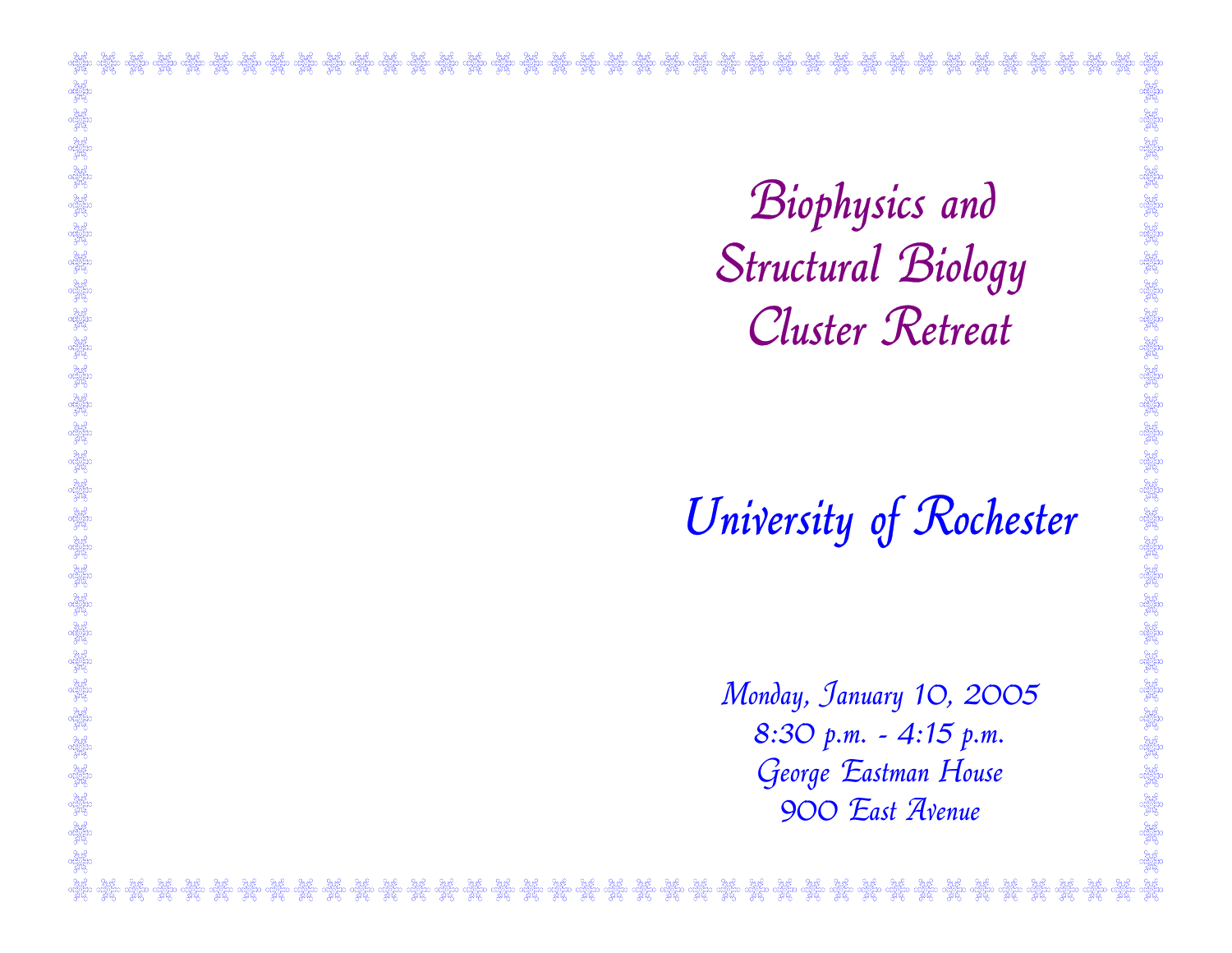# Biophysics and Structural Biology Cluster Retreat

## University of Rochester

*Monday, January 10, 2005*
*8:30 p.m. - 4:15 p.m.*
*George Eastman House*
*900 East Avenue*